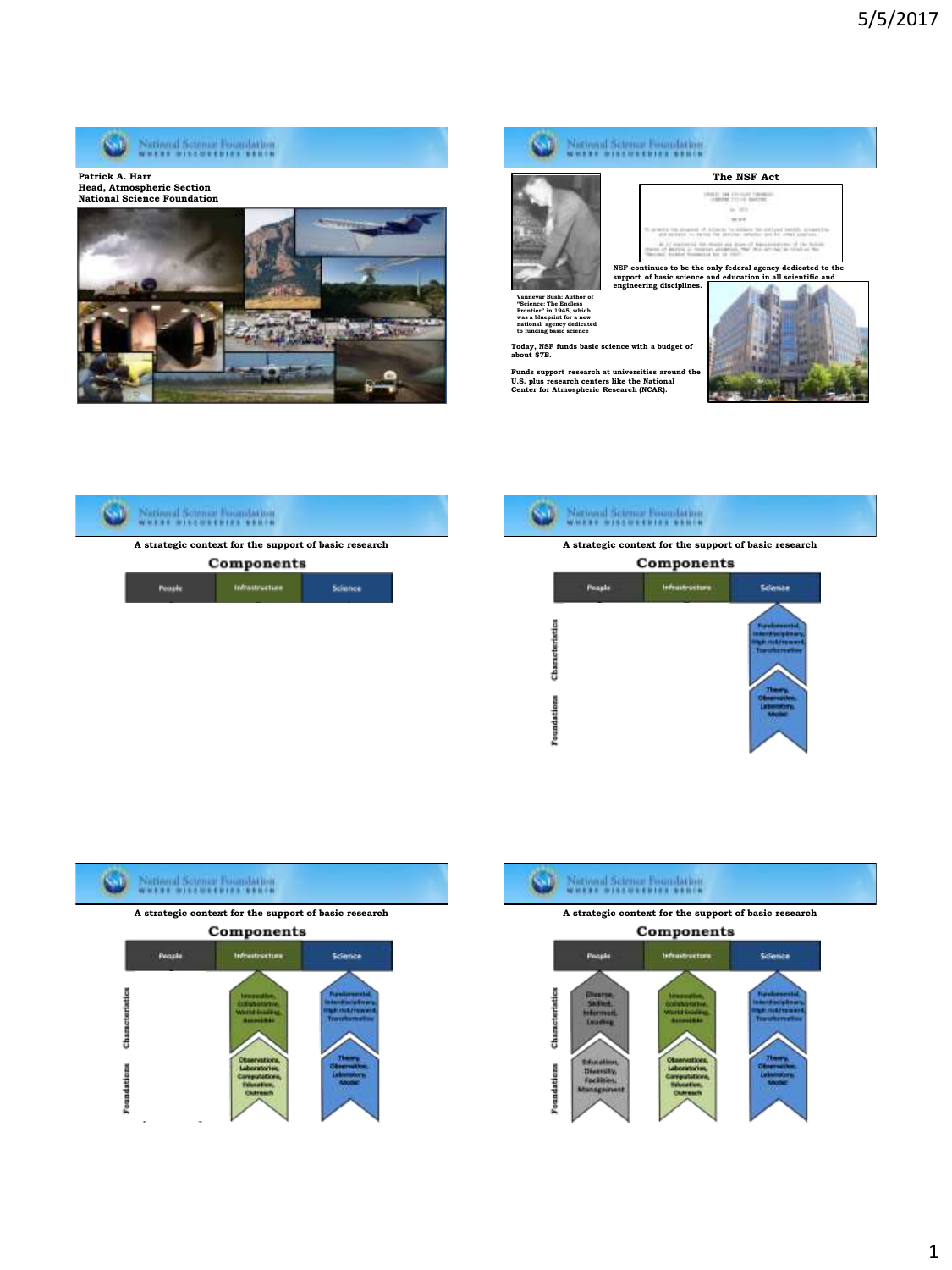## Slide 1

National Science Foundation
WHERE DISCOVERIES BEGIN

**Patrick A. Harr**
**Head, Atmospheric Section**
**National Science Foundation**

## Slide 2

National Science Foundation
WHERE DISCOVERIES BEGIN

### The NSF Act

Vannevar Bush: Author of "Science: The Endless Frontier" in 1945, which was a blueprint for a new national agency dedicated to funding basic science

NSF continues to be the only federal agency dedicated to the support of basic science and education in all scientific and engineering disciplines.

Today, NSF funds basic science with a budget of about $7B.

Funds support research at universities around the U.S. plus research centers like the National Center for Atmospheric Research (NCAR).

## Slide 3

National Science Foundation
WHERE DISCOVERIES BEGIN

**A strategic context for the support of basic research**

### Components

| People | Infrastructure | Science |
|---|---|---|

## Slide 4

National Science Foundation
WHERE DISCOVERIES BEGIN

**A strategic context for the support of basic research**

### Components

| | People | Infrastructure | Science |
|---|---|---|---|
| Characteristics | | | Fundamental, Interdisciplinary, High risk/reward, Transformative |
| Foundations | | | Theory, Observation, Laboratory, Model |

## Slide 5

National Science Foundation
WHERE DISCOVERIES BEGIN

**A strategic context for the support of basic research**

### Components

| | People | Infrastructure | Science |
|---|---|---|---|
| Characteristics | | Innovative, Collaborative, World-leading, Accessible | Fundamental, Interdisciplinary, High risk/reward, Transformative |
| Foundations | | Observations, Laboratories, Computations, Education, Outreach | Theory, Observation, Laboratory, Model |

## Slide 6

National Science Foundation
WHERE DISCOVERIES BEGIN

**A strategic context for the support of basic research**

### Components

| | People | Infrastructure | Science |
|---|---|---|---|
| Characteristics | Diverse, Skilled, Informed, Leading | Innovative, Collaborative, World-leading, Accessible | Fundamental, Interdisciplinary, High risk/reward, Transformative |
| Foundations | Education, Diversity, Facilities, Management | Observations, Laboratories, Computations, Education, Outreach | Theory, Observation, Laboratory, Model |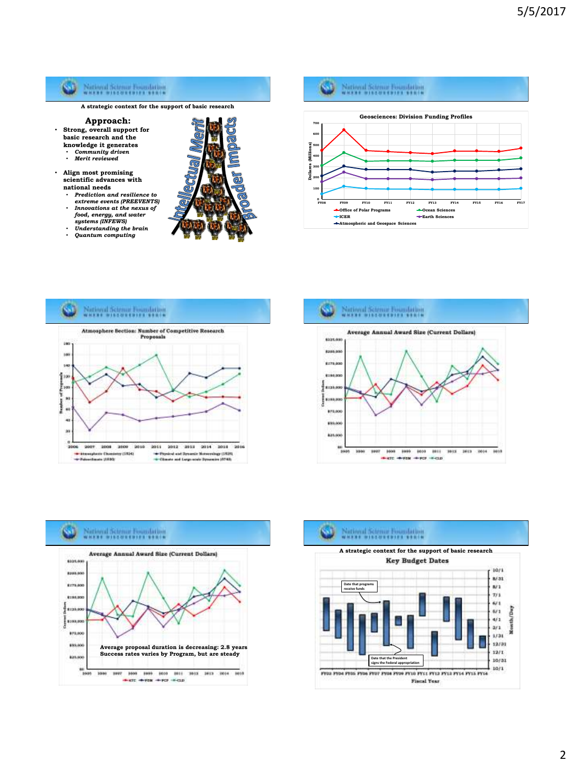## A strategic context for the support of basic research

### Approach:

- Strong, overall support for basic research and the knowledge it generates
  - *Community driven*
  - *Merit reviewed*
- Align most promising scientific advances with national needs
  - *Prediction and resilience to extreme events (PREEVENTS)*
  - *Innovations at the nexus of food, energy, and water systems (INFEWS)*
  - *Understanding the brain*
  - *Quantum computing*

Intellectual Merit | Broader Impacts

---

**Geosciences: Division Funding Profiles**

Dollars (Millions)

FY08 FY09 FY10 FY11 FY12 FY13 FY14 FY15 FY16 FY17

- Office of Polar Programs
- Ocean Sciences
- ICER
- Earth Sciences
- Atmospheric and Geospace Sciences

---

**Atmosphere Section: Number of Competitive Research Proposals**

Number of Proposals

2006 2007 2008 2009 2010 2011 2012 2013 2014 2015 2016

- Atmospheric Chemistry (1524)
- Physical and Dynamic Meteorology (1525)
- Paleoclimate (1530)
- Climate and Large-scale Dynamics (5740)

---

**Average Annual Award Size (Current Dollars)**

Current Dollars

2005 2006 2007 2008 2009 2010 2011 2012 2013 2014 2015

- ATC
- PDM
- PCP
- CLD

---

**Average Annual Award Size (Current Dollars)**

Average proposal duration is decreasing: 2.8 years

Success rates varies by Program, but are steady

- ATC
- PDM
- PCP
- CLD

---

## A strategic context for the support of basic research

**Key Budget Dates**

Date that programs receive funds

Date that the President signs the Federal appropriation

FY03 FY04 FY05 FY06 FY07 FY08 FY09 FY10 FY11 FY12 FY13 FY14 FY15 FY16

Fiscal Year

Month/Day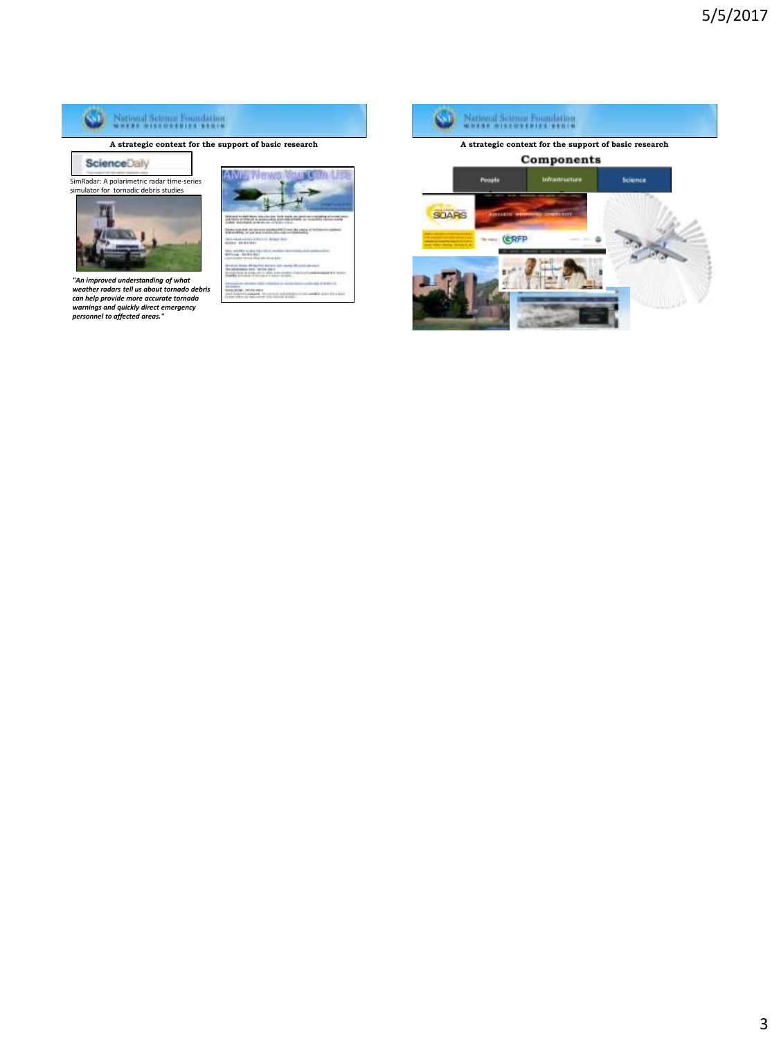National Science Foundation
WHERE DISCOVERIES BEGIN

**A strategic context for the support of basic research**

ScienceDaily

SimRadar: A polarimetric radar time-series simulator for tornadic debris studies

***"An improved understanding of what weather radars tell us about tornado debris can help provide more accurate tornado warnings and quickly direct emergency personnel to affected areas."***

AMS News You Can Use

National Science Foundation
WHERE DISCOVERIES BEGIN

**A strategic context for the support of basic research**

## Components

People | Infrastructure | Science

SOARS

RESEARCH · EDUCATION · COMMUNITY

CRFP